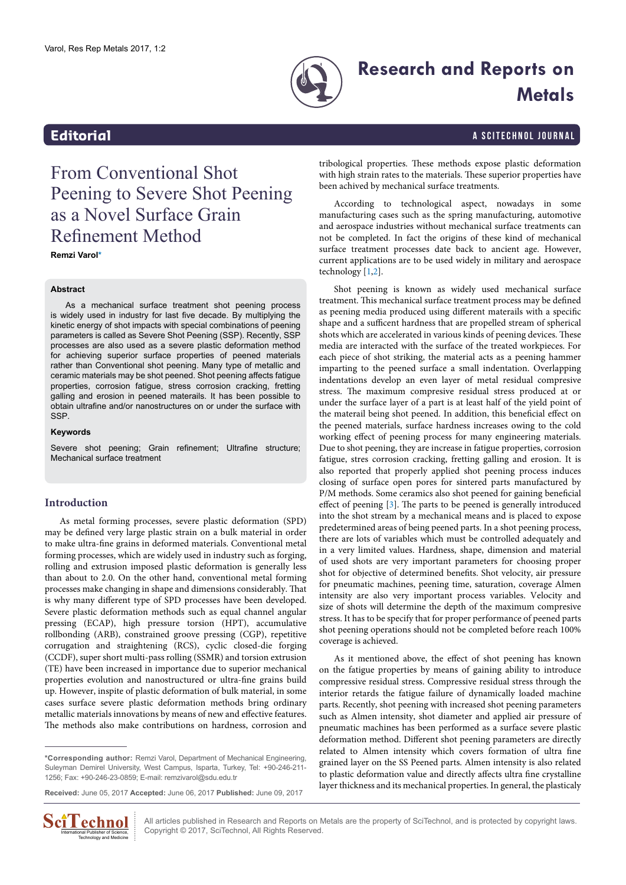Editorial

# From Conventional Shot Peening to Severe Shot Peening as a Novel Surface Grain Refinement Method

**Remzi Varol***

### Abstract

As a mechanical surface treatment shot peening process is widely used in industry for last five decade. By multiplying the kinetic energy of shot impacts with special combinations of peening parameters is called as Severe Shot Peening (SSP). Recently, SSP processes are also used as a severe plastic deformation method for achieving superior surface properties of peened materials rather than Conventional shot peening. Many type of metallic and ceramic materials may be shot peened. Shot peening affects fatigue properties, corrosion fatigue, stress corrosion cracking, fretting galling and erosion in peened matereails. It has been possible to obtain ultrafine and/or nanostructures on or under the surface with SSP.

### Keywords

Severe shot peening; Grain refinement; Ultrafine structure; Mechanical surface treatment

## Introduction

As metal forming processes, severe plastic deformation (SPD) may be defined very large plastic strain on a bulk material in order to make ultra-fine grains in deformed materials. Conventional metal forming processes, which are widely used in industry such as forging, rolling and extrusion imposed plastic deformation is generally less than about to 2.0. On the other hand, conventional metal forming processes make changing in shape and dimensions considerably. That is why many different type of SPD processes have been developed. Severe plastic deformation methods such as equal channel angular pressing (ECAP), high pressure torsion (HPT), accumulative rollbonding (ARB), constrained groove pressing (CGP), repetitive corrugation and straightening (RCS), cyclic closed-die forging (CCDF), super short multi-pass rolling (SSMR) and torsion extrusion (TE) have been increased in importance due to superior mechanical properties evolution and nanostructured or ultra-fine grains build up. However, inspite of plastic deformation of bulk material, in some cases surface severe plastic deformation methods bring ordinary metallic materials innovations by means of new and effective features. The methods also make contributions on hardness, corrosion and tribological properties. These methods expose plastic deformation with high strain rates to the materials. These superior properties have been achived by mechanical surface treatments.

According to technological aspect, nowadays in some manufacturing cases such as the spring manufacturing, automotive and aerospace industries without mechanical surface treatments can not be completed. In fact the origins of these kind of mechanical surface treatment processes date back to ancient age. However, current applications are to be used widely in military and aerospace technology [1,2].

Shot peening is known as widely used mechanical surface treatment. This mechanical surface treatment process may be defined as peening media produced using different materails with a specific shape and a sufficent hardness that are propelled stream of spherical shots which are accelerated in various kinds of peening devices. These media are interacted with the surface of the treated workpieces. For each piece of shot striking, the material acts as a peening hammer imparting to the peened surface a small indentation. Overlapping indentations develop an even layer of metal residual compresive stress. The maximum compresive residual stress produced at or under the surface layer of a part is at least half of the yield point of the materail being shot peened. In addition, this beneficial effect on the peened materials, surface hardness increases owing to the cold working effect of peening process for many engineering materials. Due to shot peening, they are increase in fatigue properties, corrosion fatigue, stres corrosion cracking, fretting galling and erosion. It is also reported that properly applied shot peening process induces closing of surface open pores for sintered parts manufactured by P/M methods. Some ceramics also shot peened for gaining beneficial effect of peening [3]. The parts to be peened is generally introduced into the shot stream by a mechanical means and is placed to expose predetermined areas of being peened parts. In a shot peening process, there are lots of variables which must be controlled adequately and in a very limited values. Hardness, shape, dimension and material of used shots are very important parameters for choosing proper shot for objective of determined benefits. Shot velocity, air pressure for pneumatic machines, peening time, saturation, coverage Almen intensity are also very important process variables. Velocity and size of shots will determine the depth of the maximum compresive stress. It has to be specify that for proper performance of peened parts shot peening operations should not be completed before reach 100% coverage is achieved.

As it mentioned above, the effect of shot peening has known on the fatigue properties by means of gaining ability to introduce compressive residual stress. Compressive residual stress through the interior retards the fatigue failure of dynamically loaded machine parts. Recently, shot peening with increased shot peening parameters such as Almen intensity, shot diameter and applied air pressure of pneumatic machines has been performed as a surface severe plastic deformation method. Different shot peening parameters are directly related to Almen intensity which covers formation of ultra fine grained layer on the SS Peened parts. Almen intensity is also related to plastic deformation value and directly affects ultra fine crystalline layer thickness and its mechanical properties. In general, the plasticaly

---

***Corresponding author:** Remzi Varol, Department of Mechanical Engineering, Suleyman Demirel University, West Campus, Isparta, Turkey, Tel: +90-246-211-1256; Fax: +90-246-23-0859; E-mail: remzivarol@sdu.edu.tr

**Received:** June 05, 2017 **Accepted:** June 06, 2017 **Published:** June 09, 2017

All articles published in Research and Reports on Metals are the property of SciTechnol, and is protected by copyright laws. Copyright © 2017, SciTechnol, All Rights Reserved.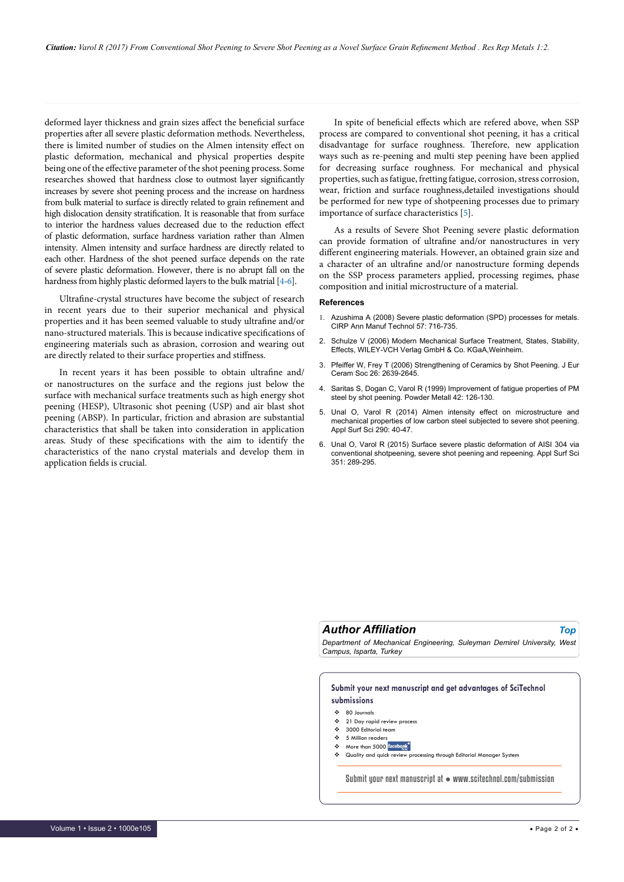deformed layer thickness and grain sizes affect the beneficial surface properties after all severe plastic deformation methods. Nevertheless, there is limited number of studies on the Almen intensity effect on plastic deformation, mechanical and physical properties despite being one of the effective parameter of the shot peening process. Some researches showed that hardness close to outmost layer significantly increases by severe shot peening process and the increase on hardness from bulk material to surface is directly related to grain refinement and high dislocation density stratification. It is reasonable that from surface to interior the hardness values decreased due to the reduction effect of plastic deformation, surface hardness variation rather than Almen intensity. Almen intensity and surface hardness are directly related to each other. Hardness of the shot peened surface depends on the rate of severe plastic deformation. However, there is no abrupt fall on the hardness from highly plastic deformed layers to the bulk matrial [4-6].

Ultrafine-crystal structures have become the subject of research in recent years due to their superior mechanical and physical properties and it has been seemed valuable to study ultrafine and/or nano-structured materials. This is because indicative specifications of engineering materials such as abrasion, corrosion and wearing out are directly related to their surface properties and stiffness.

In recent years it has been possible to obtain ultrafine and/or nanostructures on the surface and the regions just below the surface with mechanical surface treatments such as high energy shot peening (HESP), Ultrasonic shot peening (USP) and air blast shot peening (ABSP). In particular, friction and abrasion are substantial characteristics that shall be taken into consideration in application areas. Study of these specifications with the aim to identify the characteristics of the nano crystal materials and develop them in application fields is crucial.

In spite of beneficial effects which are refered above, when SSP process are compared to conventional shot peening, it has a critical disadvantage for surface roughness. Therefore, new application ways such as re-peening and multi step peening have been applied for decreasing surface roughness. For mechanical and physical properties, such as fatigue, fretting fatigue, corrosion, stress corrosion, wear, friction and surface roughness,detailed investigations should be performed for new type of shotpeening processes due to primary importance of surface characteristics [5].

As a results of Severe Shot Peening severe plastic deformation can provide formation of ultrafine and/or nanostructures in very different engineering materials. However, an obtained grain size and a character of an ultrafine and/or nanostructure forming depends on the SSP process parameters applied, processing regimes, phase composition and initial microstructure of a material.

### References

1. Azushima A (2008) Severe plastic deformation (SPD) processes for metals. CIRP Ann Manuf Technol 57: 716-735.
2. Schulze V (2006) Modern Mechanical Surface Treatment, States, Stability, Effects, WILEY-VCH Verlag GmbH & Co. KGaA,Weinheim.
3. Pfeiffer W, Frey T (2006) Strengthening of Ceramics by Shot Peening. J Eur Ceram Soc 26: 2639-2645.
4. Saritas S, Dogan C, Varol R (1999) Improvement of fatigue properties of PM steel by shot peening. Powder Metall 42: 126-130.
5. Unal O, Varol R (2014) Almen intensity effect on microstructure and mechanical properties of low carbon steel subjected to severe shot peening. Appl Surf Sci 290: 40-47.
6. Unal O, Varol R (2015) Surface severe plastic deformation of AISI 304 via conventional shotpeening, severe shot peening and repeening. Appl Surf Sci 351: 289-295.

### Author Affiliation

Department of Mechanical Engineering, Suleyman Demirel University, West Campus, Isparta, Turkey